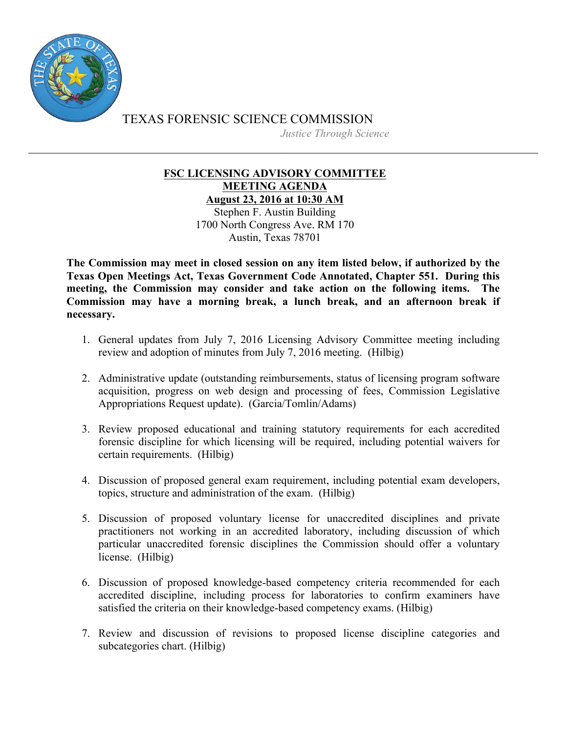TEXAS FORENSIC SCIENCE COMMISSION

*Justice Through Science*

---

# FSC LICENSING ADVISORY COMMITTEE
## MEETING AGENDA
## August 23, 2016 at 10:30 AM

Stephen F. Austin Building
1700 North Congress Ave. RM 170
Austin, Texas 78701

**The Commission may meet in closed session on any item listed below, if authorized by the Texas Open Meetings Act, Texas Government Code Annotated, Chapter 551. During this meeting, the Commission may consider and take action on the following items. The Commission may have a morning break, a lunch break, and an afternoon break if necessary.**

1. General updates from July 7, 2016 Licensing Advisory Committee meeting including review and adoption of minutes from July 7, 2016 meeting. (Hilbig)

2. Administrative update (outstanding reimbursements, status of licensing program software acquisition, progress on web design and processing of fees, Commission Legislative Appropriations Request update). (Garcia/Tomlin/Adams)

3. Review proposed educational and training statutory requirements for each accredited forensic discipline for which licensing will be required, including potential waivers for certain requirements. (Hilbig)

4. Discussion of proposed general exam requirement, including potential exam developers, topics, structure and administration of the exam. (Hilbig)

5. Discussion of proposed voluntary license for unaccredited disciplines and private practitioners not working in an accredited laboratory, including discussion of which particular unaccredited forensic disciplines the Commission should offer a voluntary license. (Hilbig)

6. Discussion of proposed knowledge-based competency criteria recommended for each accredited discipline, including process for laboratories to confirm examiners have satisfied the criteria on their knowledge-based competency exams. (Hilbig)

7. Review and discussion of revisions to proposed license discipline categories and subcategories chart. (Hilbig)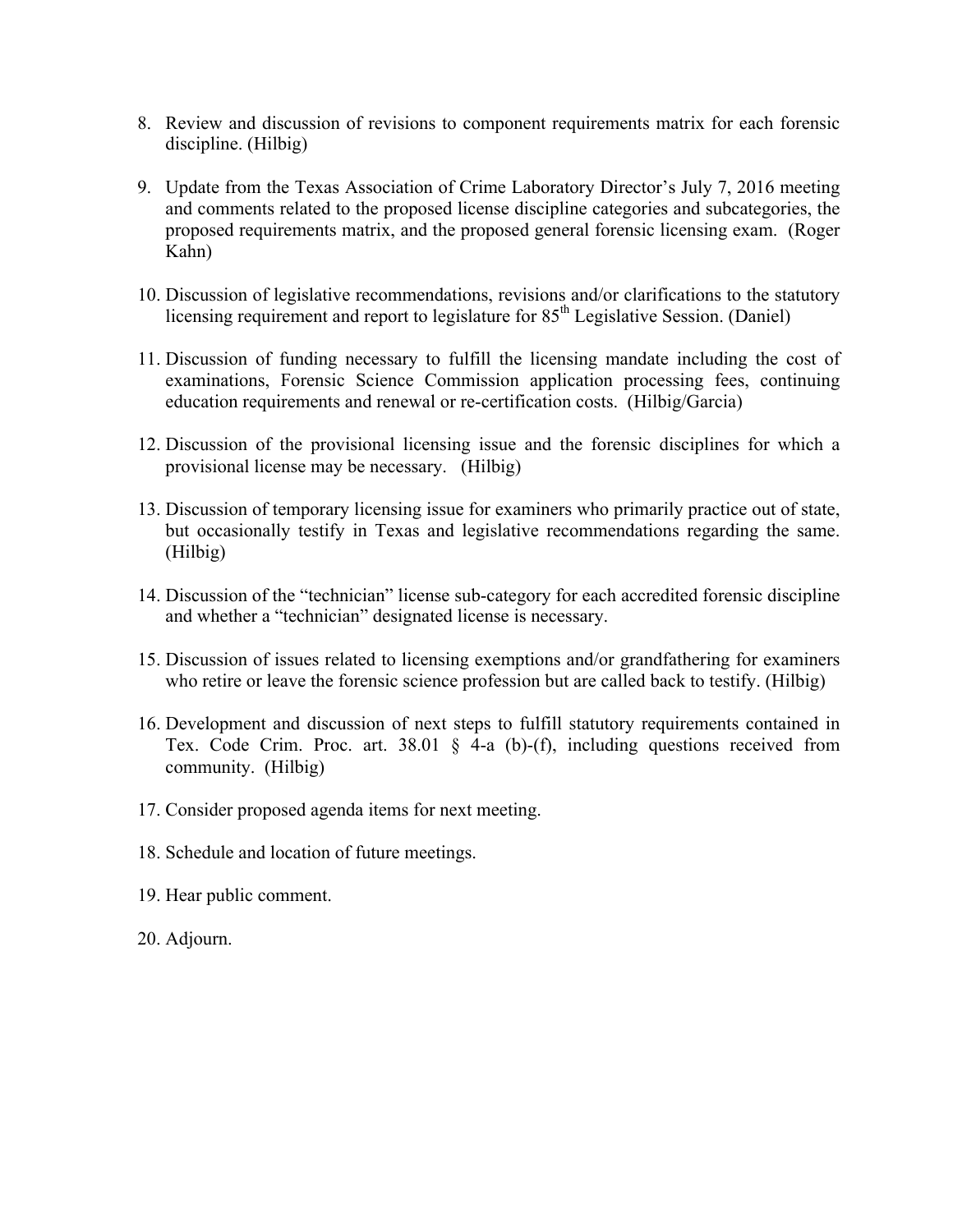8. Review and discussion of revisions to component requirements matrix for each forensic discipline. (Hilbig)

9. Update from the Texas Association of Crime Laboratory Director's July 7, 2016 meeting and comments related to the proposed license discipline categories and subcategories, the proposed requirements matrix, and the proposed general forensic licensing exam. (Roger Kahn)

10. Discussion of legislative recommendations, revisions and/or clarifications to the statutory licensing requirement and report to legislature for 85th Legislative Session. (Daniel)

11. Discussion of funding necessary to fulfill the licensing mandate including the cost of examinations, Forensic Science Commission application processing fees, continuing education requirements and renewal or re-certification costs. (Hilbig/Garcia)

12. Discussion of the provisional licensing issue and the forensic disciplines for which a provisional license may be necessary. (Hilbig)

13. Discussion of temporary licensing issue for examiners who primarily practice out of state, but occasionally testify in Texas and legislative recommendations regarding the same. (Hilbig)

14. Discussion of the "technician" license sub-category for each accredited forensic discipline and whether a "technician" designated license is necessary.

15. Discussion of issues related to licensing exemptions and/or grandfathering for examiners who retire or leave the forensic science profession but are called back to testify. (Hilbig)

16. Development and discussion of next steps to fulfill statutory requirements contained in Tex. Code Crim. Proc. art. 38.01 § 4-a (b)-(f), including questions received from community. (Hilbig)

17. Consider proposed agenda items for next meeting.

18. Schedule and location of future meetings.

19. Hear public comment.

20. Adjourn.